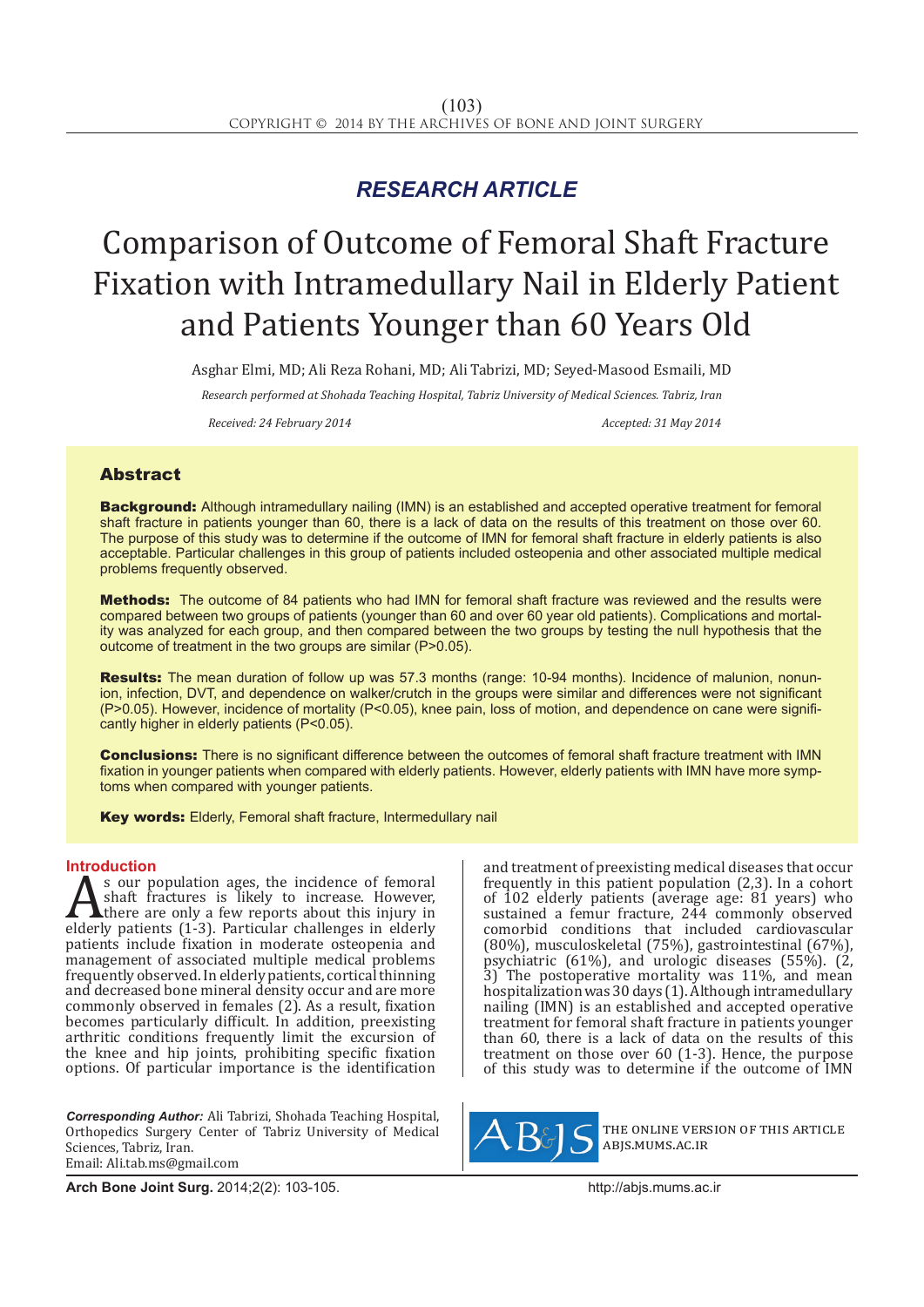RESEARCH ARTICLE

# Comparison of Outcome of Femoral Shaft Fracture Fixation with Intramedullary Nail in Elderly Patient and Patients Younger than 60 Years Old

Asghar Elmi, MD; Ali Reza Rohani, MD; Ali Tabrizi, MD; Seyed-Masood Esmaili, MD

*Research performed at Shohada Teaching Hospital, Tabriz University of Medical Sciences. Tabriz, Iran*

*Received: 24 February 2014* *Accepted: 31 May 2014*

## Abstract

**Background:** Although intramedullary nailing (IMN) is an established and accepted operative treatment for femoral shaft fracture in patients younger than 60, there is a lack of data on the results of this treatment on those over 60. The purpose of this study was to determine if the outcome of IMN for femoral shaft fracture in elderly patients is also acceptable. Particular challenges in this group of patients included osteopenia and other associated multiple medical problems frequently observed.

**Methods:** The outcome of 84 patients who had IMN for femoral shaft fracture was reviewed and the results were compared between two groups of patients (younger than 60 and over 60 year old patients). Complications and mortality was analyzed for each group, and then compared between the two groups by testing the null hypothesis that the outcome of treatment in the two groups are similar ($P>0.05$).

**Results:** The mean duration of follow up was 57.3 months (range: 10-94 months). Incidence of malunion, nonunion, infection, DVT, and dependence on walker/crutch in the groups were similar and differences were not significant ($P>0.05$). However, incidence of mortality ($P<0.05$), knee pain, loss of motion, and dependence on cane were significantly higher in elderly patients ($P<0.05$).

**Conclusions:** There is no significant difference between the outcomes of femoral shaft fracture treatment with IMN fixation in younger patients when compared with elderly patients. However, elderly patients with IMN have more symptoms when compared with younger patients.

**Key words:** Elderly, Femoral shaft fracture, Intermedullary nail

## Introduction

As our population ages, the incidence of femoral shaft fractures is likely to increase. However, there are only a few reports about this injury in elderly patients (1-3). Particular challenges in elderly patients include fixation in moderate osteopenia and management of associated multiple medical problems frequently observed. In elderly patients, cortical thinning and decreased bone mineral density occur and are more commonly observed in females (2). As a result, fixation becomes particularly difficult. In addition, preexisting arthritic conditions frequently limit the excursion of the knee and hip joints, prohibiting specific fixation options. Of particular importance is the identification and treatment of preexisting medical diseases that occur frequently in this patient population (2,3). In a cohort of 102 elderly patients (average age: 81 years) who sustained a femur fracture, 244 commonly observed comorbid conditions that included cardiovascular (80%), musculoskeletal (75%), gastrointestinal (67%), psychiatric (61%), and urologic diseases (55%). (2, 3) The postoperative mortality was 11%, and mean hospitalization was 30 days (1). Although intramedullary nailing (IMN) is an established and accepted operative treatment for femoral shaft fracture in patients younger than 60, there is a lack of data on the results of this treatment on those over 60 (1-3). Hence, the purpose of this study was to determine if the outcome of IMN

*Corresponding Author:* Ali Tabrizi, Shohada Teaching Hospital, Orthopedics Surgery Center of Tabriz University of Medical Sciences, Tabriz, Iran.
Email: Ali.tab.ms@gmail.com

THE ONLINE VERSION OF THIS ARTICLE ABJS.MUMS.AC.IR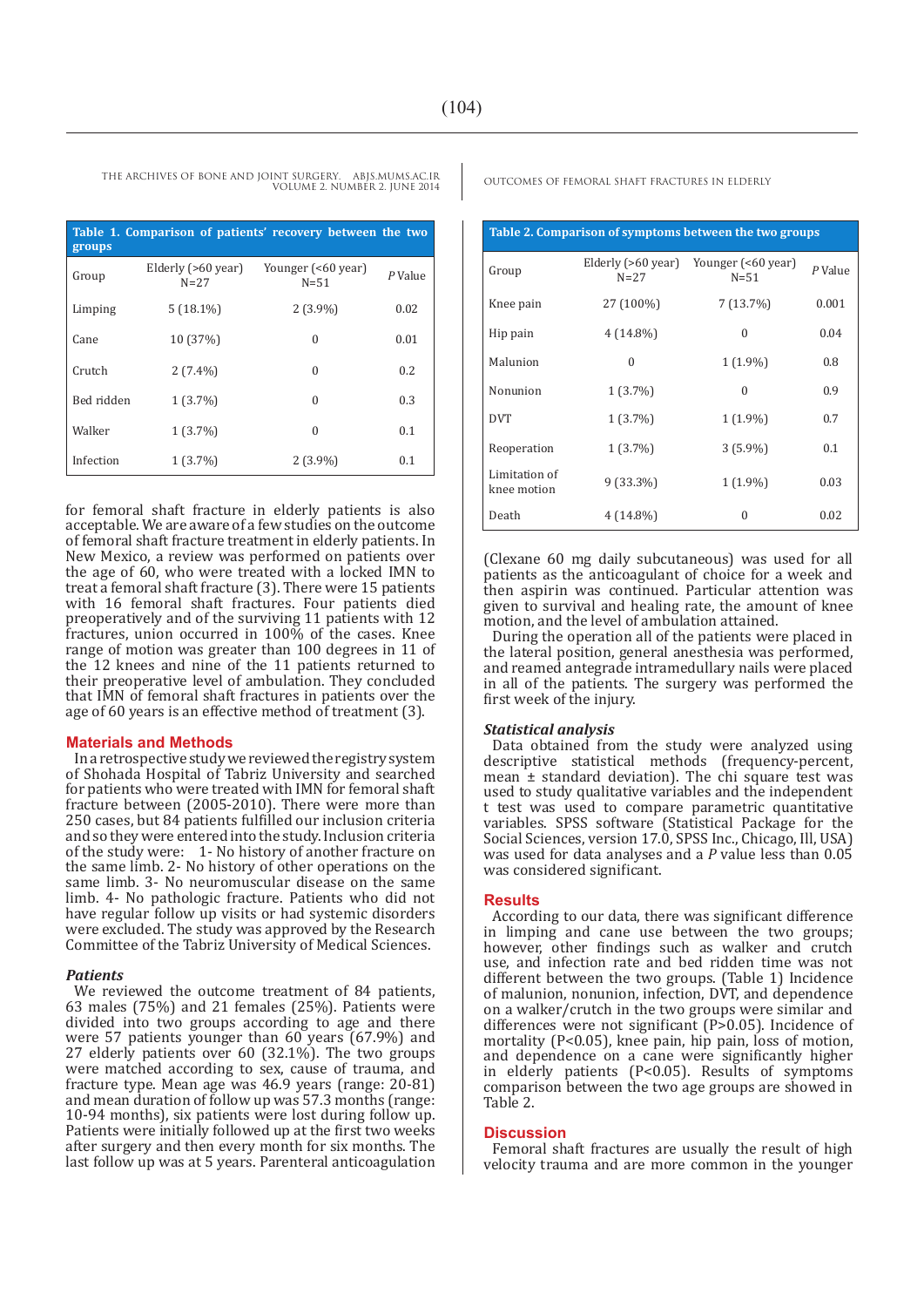**Table 1. Comparison of patients' recovery between the two groups**

| Group | Elderly (>60 year) N=27 | Younger (<60 year) N=51 | *P* Value |
|---|---|---|---|
| Limping | 5 (18.1%) | 2 (3.9%) | 0.02 |
| Cane | 10 (37%) | 0 | 0.01 |
| Crutch | 2 (7.4%) | 0 | 0.2 |
| Bed ridden | 1 (3.7%) | 0 | 0.3 |
| Walker | 1 (3.7%) | 0 | 0.1 |
| Infection | 1 (3.7%) | 2 (3.9%) | 0.1 |

for femoral shaft fracture in elderly patients is also acceptable. We are aware of a few studies on the outcome of femoral shaft fracture treatment in elderly patients. In New Mexico, a review was performed on patients over the age of 60, who were treated with a locked IMN to treat a femoral shaft fracture (3). There were 15 patients with 16 femoral shaft fractures. Four patients died preoperatively and of the surviving 11 patients with 12 fractures, union occurred in 100% of the cases. Knee range of motion was greater than 100 degrees in 11 of the 12 knees and nine of the 11 patients returned to their preoperative level of ambulation. They concluded that IMN of femoral shaft fractures in patients over the age of 60 years is an effective method of treatment (3).

## Materials and Methods

In a retrospective study we reviewed the registry system of Shohada Hospital of Tabriz University and searched for patients who were treated with IMN for femoral shaft fracture between (2005-2010). There were more than 250 cases, but 84 patients fulfilled our inclusion criteria and so they were entered into the study. Inclusion criteria of the study were: 1- No history of another fracture on the same limb. 2- No history of other operations on the same limb. 3- No neuromuscular disease on the same limb. 4- No pathologic fracture. Patients who did not have regular follow up visits or had systemic disorders were excluded. The study was approved by the Research Committee of the Tabriz University of Medical Sciences.

### *Patients*

We reviewed the outcome treatment of 84 patients, 63 males (75%) and 21 females (25%). Patients were divided into two groups according to age and there were 57 patients younger than 60 years (67.9%) and 27 elderly patients over 60 (32.1%). The two groups were matched according to sex, cause of trauma, and fracture type. Mean age was 46.9 years (range: 20-81) and mean duration of follow up was 57.3 months (range: 10-94 months), six patients were lost during follow up. Patients were initially followed up at the first two weeks after surgery and then every month for six months. The last follow up was at 5 years. Parenteral anticoagulation (Clexane 60 mg daily subcutaneous) was used for all patients as the anticoagulant of choice for a week and then aspirin was continued. Particular attention was given to survival and healing rate, the amount of knee motion, and the level of ambulation attained.

During the operation all of the patients were placed in the lateral position, general anesthesia was performed, and reamed antegrade intramedullary nails were placed in all of the patients. The surgery was performed the first week of the injury.

**Table 2. Comparison of symptoms between the two groups**

| Group | Elderly (>60 year) N=27 | Younger (<60 year) N=51 | *P* Value |
|---|---|---|---|
| Knee pain | 27 (100%) | 7 (13.7%) | 0.001 |
| Hip pain | 4 (14.8%) | 0 | 0.04 |
| Malunion | 0 | 1 (1.9%) | 0.8 |
| Nonunion | 1 (3.7%) | 0 | 0.9 |
| DVT | 1 (3.7%) | 1 (1.9%) | 0.7 |
| Reoperation | 1 (3.7%) | 3 (5.9%) | 0.1 |
| Limitation of knee motion | 9 (33.3%) | 1 (1.9%) | 0.03 |
| Death | 4 (14.8%) | 0 | 0.02 |

### *Statistical analysis*

Data obtained from the study were analyzed using descriptive statistical methods (frequency-percent, mean ± standard deviation). The chi square test was used to study qualitative variables and the independent t test was used to compare parametric quantitative variables. SPSS software (Statistical Package for the Social Sciences, version 17.0, SPSS Inc., Chicago, Ill, USA) was used for data analyses and a *P* value less than 0.05 was considered significant.

## Results

According to our data, there was significant difference in limping and cane use between the two groups; however, other findings such as walker and crutch use, and infection rate and bed ridden time was not different between the two groups. (Table 1) Incidence of malunion, nonunion, infection, DVT, and dependence on a walker/crutch in the two groups were similar and differences were not significant ($P>0.05$). Incidence of mortality ($P<0.05$), knee pain, hip pain, loss of motion, and dependence on a cane were significantly higher in elderly patients ($P<0.05$). Results of symptoms comparison between the two age groups are showed in Table 2.

## Discussion

Femoral shaft fractures are usually the result of high velocity trauma and are more common in the younger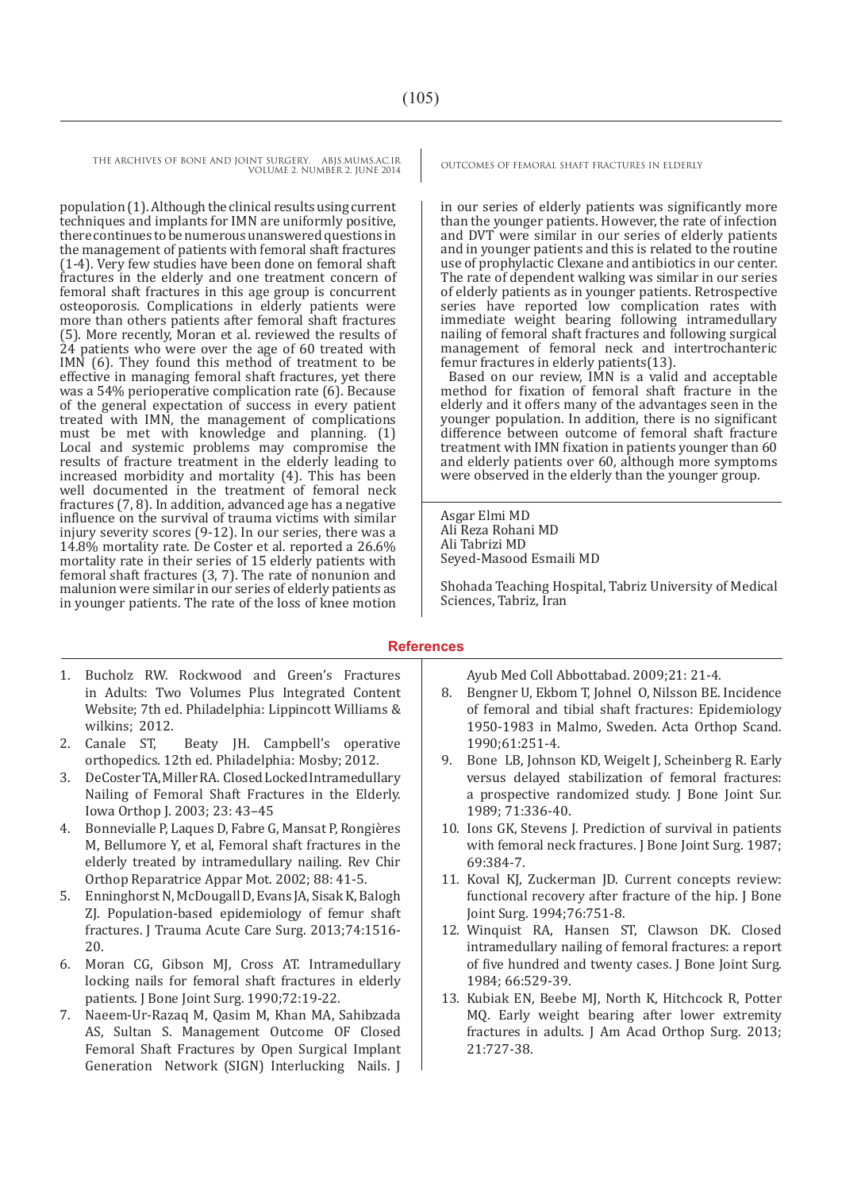population (1). Although the clinical results using current techniques and implants for IMN are uniformly positive, there continues to be numerous unanswered questions in the management of patients with femoral shaft fractures (1-4). Very few studies have been done on femoral shaft fractures in the elderly and one treatment concern of femoral shaft fractures in this age group is concurrent osteoporosis. Complications in elderly patients were more than others patients after femoral shaft fractures (5). More recently, Moran et al. reviewed the results of 24 patients who were over the age of 60 treated with IMN (6). They found this method of treatment to be effective in managing femoral shaft fractures, yet there was a 54% perioperative complication rate (6). Because of the general expectation of success in every patient treated with IMN, the management of complications must be met with knowledge and planning. (1) Local and systemic problems may compromise the results of fracture treatment in the elderly leading to increased morbidity and mortality (4). This has been well documented in the treatment of femoral neck fractures (7, 8). In addition, advanced age has a negative influence on the survival of trauma victims with similar injury severity scores (9-12). In our series, there was a 14.8% mortality rate. De Coster et al. reported a 26.6% mortality rate in their series of 15 elderly patients with femoral shaft fractures (3, 7). The rate of nonunion and malunion were similar in our series of elderly patients as in younger patients. The rate of the loss of knee motion in our series of elderly patients was significantly more than the younger patients. However, the rate of infection and DVT were similar in our series of elderly patients and in younger patients and this is related to the routine use of prophylactic Clexane and antibiotics in our center. The rate of dependent walking was similar in our series of elderly patients as in younger patients. Retrospective series have reported low complication rates with immediate weight bearing following intramedullary nailing of femoral shaft fractures and following surgical management of femoral neck and intertrochanteric femur fractures in elderly patients(13).

Based on our review, IMN is a valid and acceptable method for fixation of femoral shaft fracture in the elderly and it offers many of the advantages seen in the younger population. In addition, there is no significant difference between outcome of femoral shaft fracture treatment with IMN fixation in patients younger than 60 and elderly patients over 60, although more symptoms were observed in the elderly than the younger group.

Asgar Elmi MD
Ali Reza Rohani MD
Ali Tabrizi MD
Seyed-Masood Esmaili MD

Shohada Teaching Hospital, Tabriz University of Medical Sciences, Tabriz, Iran

## References

1. Bucholz RW. Rockwood and Green's Fractures in Adults: Two Volumes Plus Integrated Content Website; 7th ed. Philadelphia: Lippincott Williams & wilkins; 2012.
2. Canale ST, Beaty JH. Campbell's operative orthopedics. 12th ed. Philadelphia: Mosby; 2012.
3. DeCoster TA, Miller RA. Closed Locked Intramedullary Nailing of Femoral Shaft Fractures in the Elderly. Iowa Orthop J. 2003; 23: 43–45
4. Bonnevialle P, Laques D, Fabre G, Mansat P, Rongières M, Bellumore Y, et al, Femoral shaft fractures in the elderly treated by intramedullary nailing. Rev Chir Orthop Reparatrice Appar Mot. 2002; 88: 41-5.
5. Enninghorst N, McDougall D, Evans JA, Sisak K, Balogh ZJ. Population-based epidemiology of femur shaft fractures. J Trauma Acute Care Surg. 2013;74:1516-20.
6. Moran CG, Gibson MJ, Cross AT. Intramedullary locking nails for femoral shaft fractures in elderly patients. J Bone Joint Surg. 1990;72:19-22.
7. Naeem-Ur-Razaq M, Qasim M, Khan MA, Sahibzada AS, Sultan S. Management Outcome OF Closed Femoral Shaft Fractures by Open Surgical Implant Generation Network (SIGN) Interlucking Nails. J Ayub Med Coll Abbottabad. 2009;21: 21-4.
8. Bengner U, Ekbom T, Johnel O, Nilsson BE. Incidence of femoral and tibial shaft fractures: Epidemiology 1950-1983 in Malmo, Sweden. Acta Orthop Scand. 1990;61:251-4.
9. Bone LB, Johnson KD, Weigelt J, Scheinberg R. Early versus delayed stabilization of femoral fractures: a prospective randomized study. J Bone Joint Sur. 1989; 71:336-40.
10. Ions GK, Stevens J. Prediction of survival in patients with femoral neck fractures. J Bone Joint Surg. 1987; 69:384-7.
11. Koval KJ, Zuckerman JD. Current concepts review: functional recovery after fracture of the hip. J Bone Joint Surg. 1994;76:751-8.
12. Winquist RA, Hansen ST, Clawson DK. Closed intramedullary nailing of femoral fractures: a report of five hundred and twenty cases. J Bone Joint Surg. 1984; 66:529-39.
13. Kubiak EN, Beebe MJ, North K, Hitchcock R, Potter MQ. Early weight bearing after lower extremity fractures in adults. J Am Acad Orthop Surg. 2013; 21:727-38.